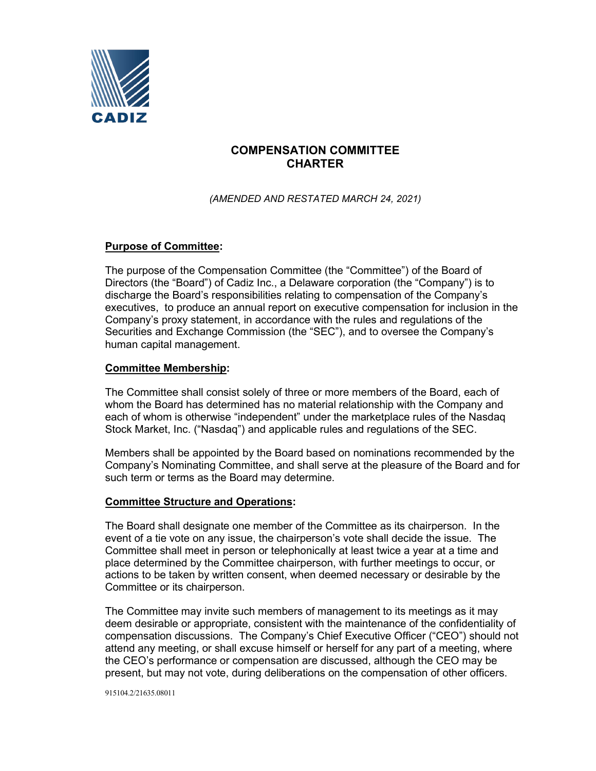CADIZ

# COMPENSATION COMMITTEE CHARTER

*(AMENDED AND RESTATED MARCH 24, 2021)*

**Purpose of Committee:**

The purpose of the Compensation Committee (the "Committee") of the Board of Directors (the "Board") of Cadiz Inc., a Delaware corporation (the "Company") is to discharge the Board's responsibilities relating to compensation of the Company's executives, to produce an annual report on executive compensation for inclusion in the Company's proxy statement, in accordance with the rules and regulations of the Securities and Exchange Commission (the "SEC"), and to oversee the Company's human capital management.

**Committee Membership:**

The Committee shall consist solely of three or more members of the Board, each of whom the Board has determined has no material relationship with the Company and each of whom is otherwise "independent" under the marketplace rules of the Nasdaq Stock Market, Inc. ("Nasdaq") and applicable rules and regulations of the SEC.

Members shall be appointed by the Board based on nominations recommended by the Company's Nominating Committee, and shall serve at the pleasure of the Board and for such term or terms as the Board may determine.

**Committee Structure and Operations:**

The Board shall designate one member of the Committee as its chairperson. In the event of a tie vote on any issue, the chairperson's vote shall decide the issue. The Committee shall meet in person or telephonically at least twice a year at a time and place determined by the Committee chairperson, with further meetings to occur, or actions to be taken by written consent, when deemed necessary or desirable by the Committee or its chairperson.

The Committee may invite such members of management to its meetings as it may deem desirable or appropriate, consistent with the maintenance of the confidentiality of compensation discussions. The Company's Chief Executive Officer ("CEO") should not attend any meeting, or shall excuse himself or herself for any part of a meeting, where the CEO's performance or compensation are discussed, although the CEO may be present, but may not vote, during deliberations on the compensation of other officers.

915104.2/21635.08011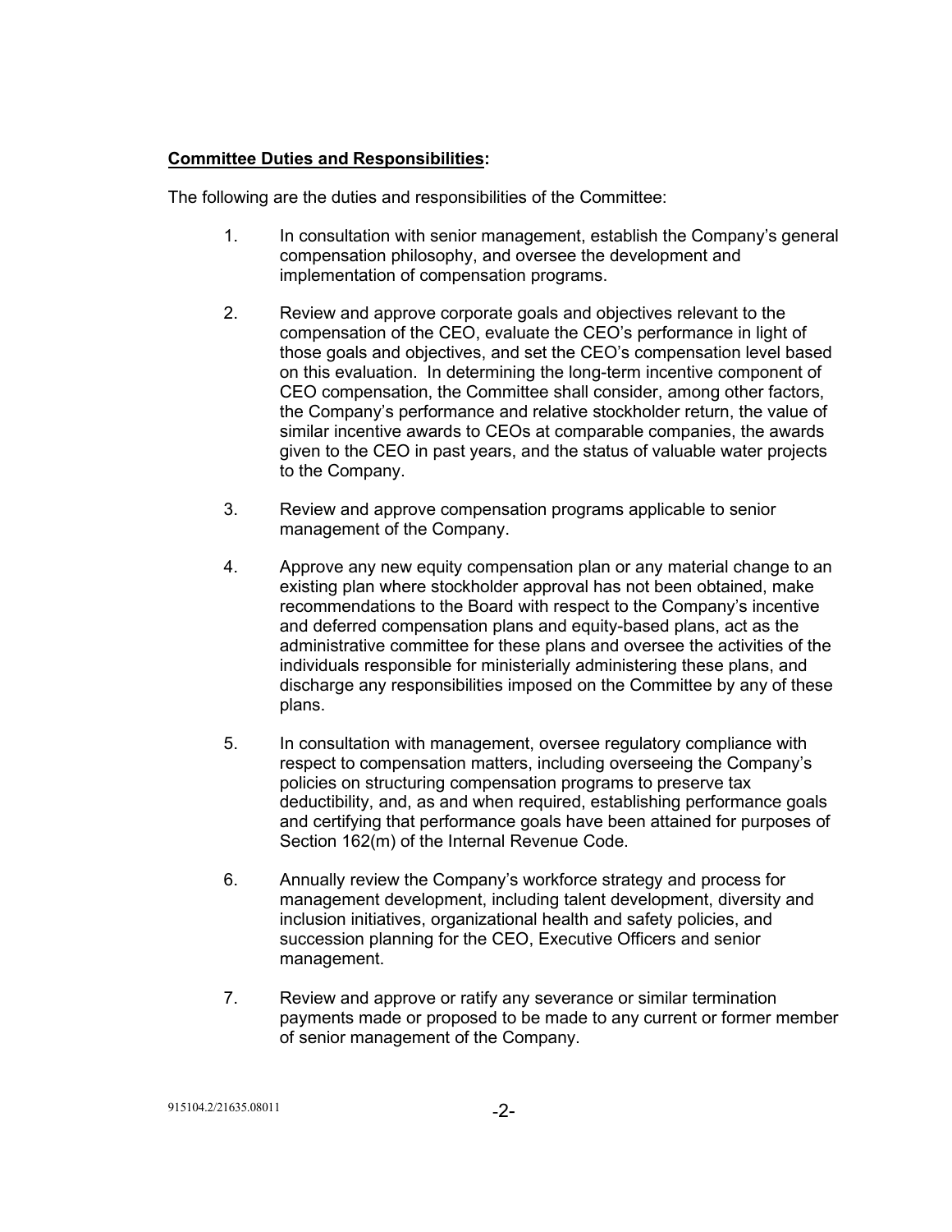**<u>Committee Duties and Responsibilities</u>:**

The following are the duties and responsibilities of the Committee:

1. In consultation with senior management, establish the Company's general compensation philosophy, and oversee the development and implementation of compensation programs.

2. Review and approve corporate goals and objectives relevant to the compensation of the CEO, evaluate the CEO's performance in light of those goals and objectives, and set the CEO's compensation level based on this evaluation. In determining the long-term incentive component of CEO compensation, the Committee shall consider, among other factors, the Company's performance and relative stockholder return, the value of similar incentive awards to CEOs at comparable companies, the awards given to the CEO in past years, and the status of valuable water projects to the Company.

3. Review and approve compensation programs applicable to senior management of the Company.

4. Approve any new equity compensation plan or any material change to an existing plan where stockholder approval has not been obtained, make recommendations to the Board with respect to the Company's incentive and deferred compensation plans and equity-based plans, act as the administrative committee for these plans and oversee the activities of the individuals responsible for ministerially administering these plans, and discharge any responsibilities imposed on the Committee by any of these plans.

5. In consultation with management, oversee regulatory compliance with respect to compensation matters, including overseeing the Company's policies on structuring compensation programs to preserve tax deductibility, and, as and when required, establishing performance goals and certifying that performance goals have been attained for purposes of Section 162(m) of the Internal Revenue Code.

6. Annually review the Company's workforce strategy and process for management development, including talent development, diversity and inclusion initiatives, organizational health and safety policies, and succession planning for the CEO, Executive Officers and senior management.

7. Review and approve or ratify any severance or similar termination payments made or proposed to be made to any current or former member of senior management of the Company.

915104.2/21635.08011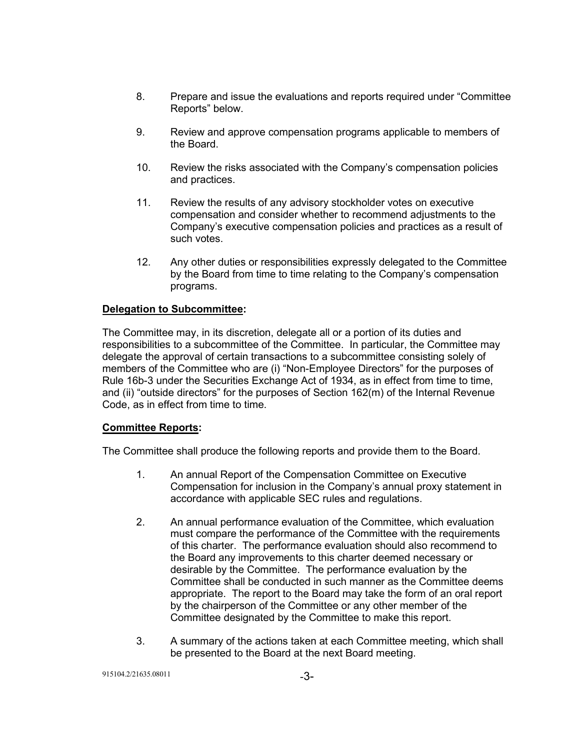8. Prepare and issue the evaluations and reports required under "Committee Reports" below.

9. Review and approve compensation programs applicable to members of the Board.

10. Review the risks associated with the Company's compensation policies and practices.

11. Review the results of any advisory stockholder votes on executive compensation and consider whether to recommend adjustments to the Company's executive compensation policies and practices as a result of such votes.

12. Any other duties or responsibilities expressly delegated to the Committee by the Board from time to time relating to the Company's compensation programs.

**Delegation to Subcommittee:**

The Committee may, in its discretion, delegate all or a portion of its duties and responsibilities to a subcommittee of the Committee. In particular, the Committee may delegate the approval of certain transactions to a subcommittee consisting solely of members of the Committee who are (i) "Non-Employee Directors" for the purposes of Rule 16b-3 under the Securities Exchange Act of 1934, as in effect from time to time, and (ii) "outside directors" for the purposes of Section 162(m) of the Internal Revenue Code, as in effect from time to time.

**Committee Reports:**

The Committee shall produce the following reports and provide them to the Board.

1. An annual Report of the Compensation Committee on Executive Compensation for inclusion in the Company's annual proxy statement in accordance with applicable SEC rules and regulations.

2. An annual performance evaluation of the Committee, which evaluation must compare the performance of the Committee with the requirements of this charter. The performance evaluation should also recommend to the Board any improvements to this charter deemed necessary or desirable by the Committee. The performance evaluation by the Committee shall be conducted in such manner as the Committee deems appropriate. The report to the Board may take the form of an oral report by the chairperson of the Committee or any other member of the Committee designated by the Committee to make this report.

3. A summary of the actions taken at each Committee meeting, which shall be presented to the Board at the next Board meeting.

915104.2/21635.08011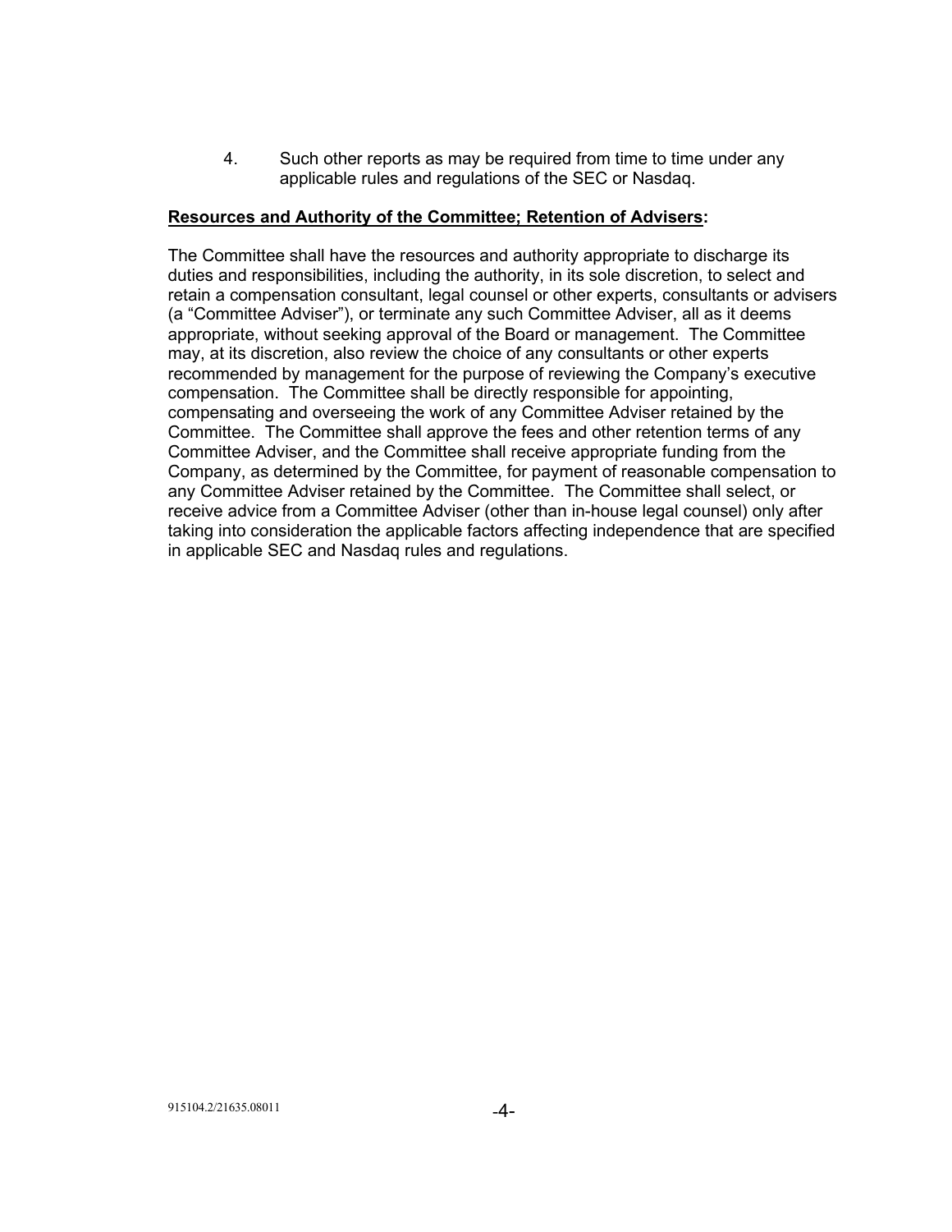4. Such other reports as may be required from time to time under any applicable rules and regulations of the SEC or Nasdaq.

**Resources and Authority of the Committee; Retention of Advisers:**

The Committee shall have the resources and authority appropriate to discharge its duties and responsibilities, including the authority, in its sole discretion, to select and retain a compensation consultant, legal counsel or other experts, consultants or advisers (a "Committee Adviser"), or terminate any such Committee Adviser, all as it deems appropriate, without seeking approval of the Board or management. The Committee may, at its discretion, also review the choice of any consultants or other experts recommended by management for the purpose of reviewing the Company's executive compensation. The Committee shall be directly responsible for appointing, compensating and overseeing the work of any Committee Adviser retained by the Committee. The Committee shall approve the fees and other retention terms of any Committee Adviser, and the Committee shall receive appropriate funding from the Company, as determined by the Committee, for payment of reasonable compensation to any Committee Adviser retained by the Committee. The Committee shall select, or receive advice from a Committee Adviser (other than in-house legal counsel) only after taking into consideration the applicable factors affecting independence that are specified in applicable SEC and Nasdaq rules and regulations.

915104.2/21635.08011